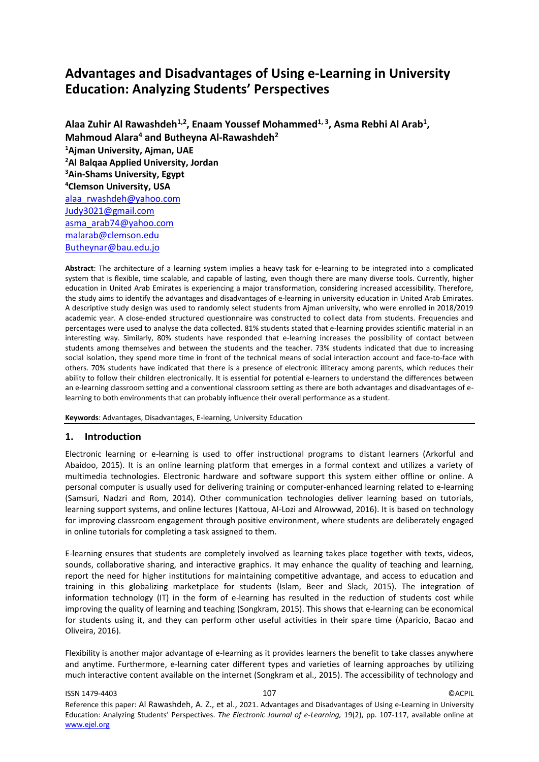# Advantages and Disadvantages of Using e-Learning in University Education: Analyzing Students' Perspectives

**Alaa Zuhir Al Rawashdeh[1,2], Enaam Youssef Mohammed[1,3], Asma Rebhi Al Arab[1], Mahmoud Alara[4] and Butheyna Al-Rawashdeh[2]**

**[1]Ajman University, Ajman, UAE**
**[2]Al Balqaa Applied University, Jordan**
**[3]Ain-Shams University, Egypt**
**[4]Clemson University, USA**

alaa_rwashdeh@yahoo.com
Judy3021@gmail.com
asma_arab74@yahoo.com
malarab@clemson.edu
Butheynar@bau.edu.jo

**Abstract**: The architecture of a learning system implies a heavy task for e-learning to be integrated into a complicated system that is flexible, time scalable, and capable of lasting, even though there are many diverse tools. Currently, higher education in United Arab Emirates is experiencing a major transformation, considering increased accessibility. Therefore, the study aims to identify the advantages and disadvantages of e-learning in university education in United Arab Emirates. A descriptive study design was used to randomly select students from Ajman university, who were enrolled in 2018/2019 academic year. A close-ended structured questionnaire was constructed to collect data from students. Frequencies and percentages were used to analyse the data collected. 81% students stated that e-learning provides scientific material in an interesting way. Similarly, 80% students have responded that e-learning increases the possibility of contact between students among themselves and between the students and the teacher. 73% students indicated that due to increasing social isolation, they spend more time in front of the technical means of social interaction account and face-to-face with others. 70% students have indicated that there is a presence of electronic illiteracy among parents, which reduces their ability to follow their children electronically. It is essential for potential e-learners to understand the differences between an e-learning classroom setting and a conventional classroom setting as there are both advantages and disadvantages of e-learning to both environments that can probably influence their overall performance as a student.

**Keywords**: Advantages, Disadvantages, E-learning, University Education

## 1. Introduction

Electronic learning or e-learning is used to offer instructional programs to distant learners (Arkorful and Abaidoo, 2015). It is an online learning platform that emerges in a formal context and utilizes a variety of multimedia technologies. Electronic hardware and software support this system either offline or online. A personal computer is usually used for delivering training or computer-enhanced learning related to e-learning (Samsuri, Nadzri and Rom, 2014). Other communication technologies deliver learning based on tutorials, learning support systems, and online lectures (Kattoua, Al-Lozi and Alrowwad, 2016). It is based on technology for improving classroom engagement through positive environment, where students are deliberately engaged in online tutorials for completing a task assigned to them.

E-learning ensures that students are completely involved as learning takes place together with texts, videos, sounds, collaborative sharing, and interactive graphics. It may enhance the quality of teaching and learning, report the need for higher institutions for maintaining competitive advantage, and access to education and training in this globalizing marketplace for students (Islam, Beer and Slack, 2015). The integration of information technology (IT) in the form of e-learning has resulted in the reduction of students cost while improving the quality of learning and teaching (Songkram, 2015). This shows that e-learning can be economical for students using it, and they can perform other useful activities in their spare time (Aparicio, Bacao and Oliveira, 2016).

Flexibility is another major advantage of e-learning as it provides learners the benefit to take classes anywhere and anytime. Furthermore, e-learning cater different types and varieties of learning approaches by utilizing much interactive content available on the internet (Songkram et al., 2015). The accessibility of technology and

Reference this paper: Al Rawashdeh, A. Z., et al., 2021. Advantages and Disadvantages of Using e-Learning in University Education: Analyzing Students' Perspectives. *The Electronic Journal of e-Learning,* 19(2), pp. 107-117, available online at www.ejel.org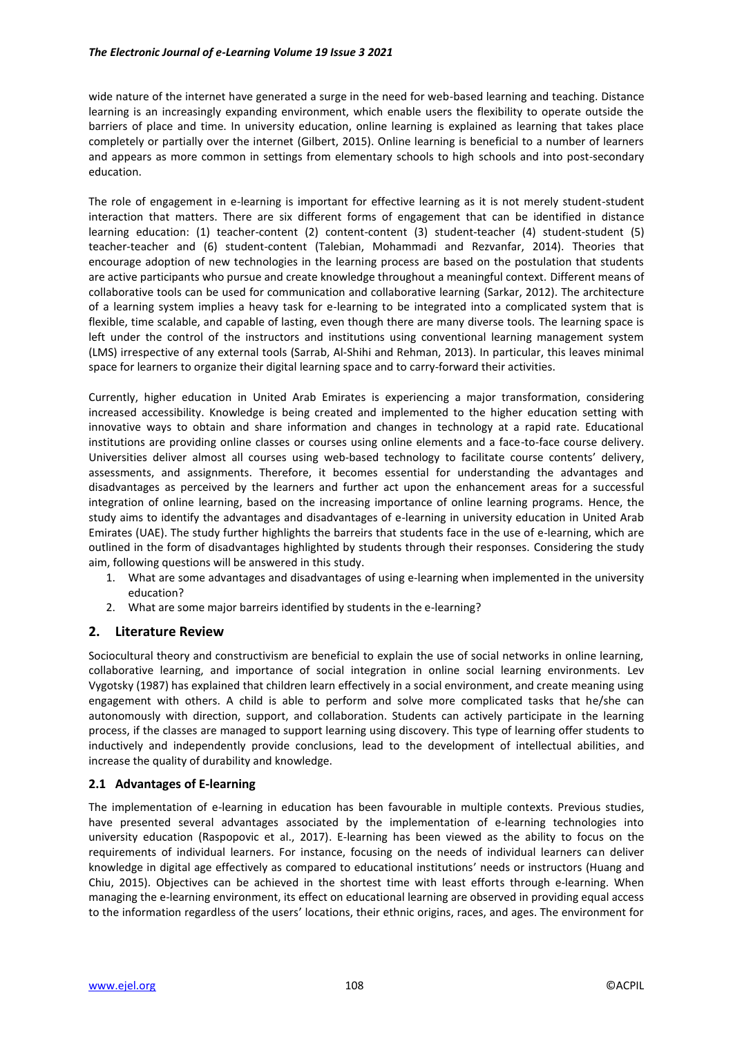wide nature of the internet have generated a surge in the need for web-based learning and teaching. Distance learning is an increasingly expanding environment, which enable users the flexibility to operate outside the barriers of place and time. In university education, online learning is explained as learning that takes place completely or partially over the internet (Gilbert, 2015). Online learning is beneficial to a number of learners and appears as more common in settings from elementary schools to high schools and into post-secondary education.

The role of engagement in e-learning is important for effective learning as it is not merely student-student interaction that matters. There are six different forms of engagement that can be identified in distance learning education: (1) teacher-content (2) content-content (3) student-teacher (4) student-student (5) teacher-teacher and (6) student-content (Talebian, Mohammadi and Rezvanfar, 2014). Theories that encourage adoption of new technologies in the learning process are based on the postulation that students are active participants who pursue and create knowledge throughout a meaningful context. Different means of collaborative tools can be used for communication and collaborative learning (Sarkar, 2012). The architecture of a learning system implies a heavy task for e-learning to be integrated into a complicated system that is flexible, time scalable, and capable of lasting, even though there are many diverse tools. The learning space is left under the control of the instructors and institutions using conventional learning management system (LMS) irrespective of any external tools (Sarrab, Al-Shihi and Rehman, 2013). In particular, this leaves minimal space for learners to organize their digital learning space and to carry-forward their activities.

Currently, higher education in United Arab Emirates is experiencing a major transformation, considering increased accessibility. Knowledge is being created and implemented to the higher education setting with innovative ways to obtain and share information and changes in technology at a rapid rate. Educational institutions are providing online classes or courses using online elements and a face-to-face course delivery. Universities deliver almost all courses using web-based technology to facilitate course contents' delivery, assessments, and assignments. Therefore, it becomes essential for understanding the advantages and disadvantages as perceived by the learners and further act upon the enhancement areas for a successful integration of online learning, based on the increasing importance of online learning programs. Hence, the study aims to identify the advantages and disadvantages of e-learning in university education in United Arab Emirates (UAE). The study further highlights the barreirs that students face in the use of e-learning, which are outlined in the form of disadvantages highlighted by students through their responses. Considering the study aim, following questions will be answered in this study.

1. What are some advantages and disadvantages of using e-learning when implemented in the university education?
2. What are some major barreirs identified by students in the e-learning?

## 2. Literature Review

Sociocultural theory and constructivism are beneficial to explain the use of social networks in online learning, collaborative learning, and importance of social integration in online social learning environments. Lev Vygotsky (1987) has explained that children learn effectively in a social environment, and create meaning using engagement with others. A child is able to perform and solve more complicated tasks that he/she can autonomously with direction, support, and collaboration. Students can actively participate in the learning process, if the classes are managed to support learning using discovery. This type of learning offer students to inductively and independently provide conclusions, lead to the development of intellectual abilities, and increase the quality of durability and knowledge.

### 2.1 Advantages of E-learning

The implementation of e-learning in education has been favourable in multiple contexts. Previous studies, have presented several advantages associated by the implementation of e-learning technologies into university education (Raspopovic et al., 2017). E-learning has been viewed as the ability to focus on the requirements of individual learners. For instance, focusing on the needs of individual learners can deliver knowledge in digital age effectively as compared to educational institutions' needs or instructors (Huang and Chiu, 2015). Objectives can be achieved in the shortest time with least efforts through e-learning. When managing the e-learning environment, its effect on educational learning are observed in providing equal access to the information regardless of the users' locations, their ethnic origins, races, and ages. The environment for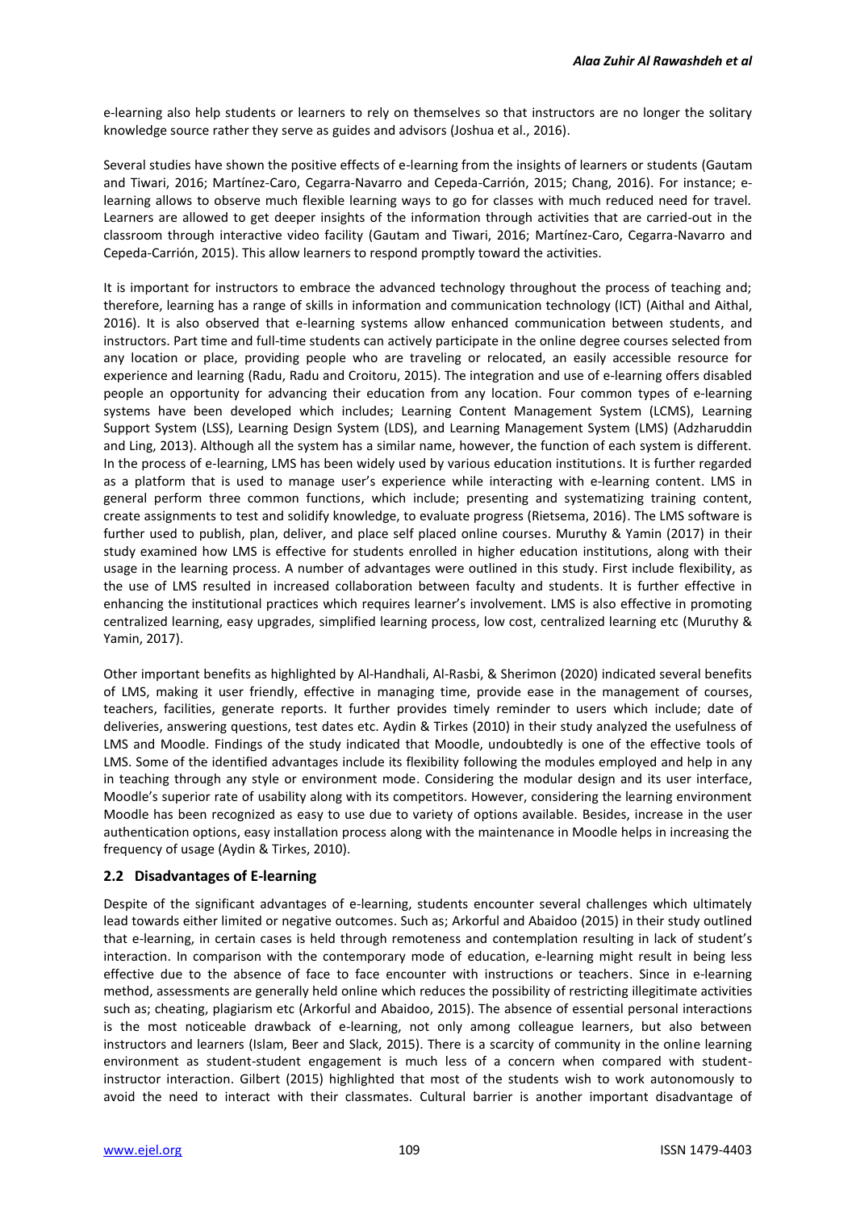e-learning also help students or learners to rely on themselves so that instructors are no longer the solitary knowledge source rather they serve as guides and advisors (Joshua et al., 2016).

Several studies have shown the positive effects of e-learning from the insights of learners or students (Gautam and Tiwari, 2016; Martínez-Caro, Cegarra-Navarro and Cepeda-Carrión, 2015; Chang, 2016). For instance; e-learning allows to observe much flexible learning ways to go for classes with much reduced need for travel. Learners are allowed to get deeper insights of the information through activities that are carried-out in the classroom through interactive video facility (Gautam and Tiwari, 2016; Martínez-Caro, Cegarra-Navarro and Cepeda-Carrión, 2015). This allow learners to respond promptly toward the activities.

It is important for instructors to embrace the advanced technology throughout the process of teaching and; therefore, learning has a range of skills in information and communication technology (ICT) (Aithal and Aithal, 2016). It is also observed that e-learning systems allow enhanced communication between students, and instructors. Part time and full-time students can actively participate in the online degree courses selected from any location or place, providing people who are traveling or relocated, an easily accessible resource for experience and learning (Radu, Radu and Croitoru, 2015). The integration and use of e-learning offers disabled people an opportunity for advancing their education from any location. Four common types of e-learning systems have been developed which includes; Learning Content Management System (LCMS), Learning Support System (LSS), Learning Design System (LDS), and Learning Management System (LMS) (Adzharuddin and Ling, 2013). Although all the system has a similar name, however, the function of each system is different. In the process of e-learning, LMS has been widely used by various education institutions. It is further regarded as a platform that is used to manage user's experience while interacting with e-learning content. LMS in general perform three common functions, which include; presenting and systematizing training content, create assignments to test and solidify knowledge, to evaluate progress (Rietsema, 2016). The LMS software is further used to publish, plan, deliver, and place self placed online courses. Muruthy & Yamin (2017) in their study examined how LMS is effective for students enrolled in higher education institutions, along with their usage in the learning process. A number of advantages were outlined in this study. First include flexibility, as the use of LMS resulted in increased collaboration between faculty and students. It is further effective in enhancing the institutional practices which requires learner's involvement. LMS is also effective in promoting centralized learning, easy upgrades, simplified learning process, low cost, centralized learning etc (Muruthy & Yamin, 2017).

Other important benefits as highlighted by Al-Handhali, Al-Rasbi, & Sherimon (2020) indicated several benefits of LMS, making it user friendly, effective in managing time, provide ease in the management of courses, teachers, facilities, generate reports. It further provides timely reminder to users which include; date of deliveries, answering questions, test dates etc. Aydin & Tirkes (2010) in their study analyzed the usefulness of LMS and Moodle. Findings of the study indicated that Moodle, undoubtedly is one of the effective tools of LMS. Some of the identified advantages include its flexibility following the modules employed and help in any in teaching through any style or environment mode. Considering the modular design and its user interface, Moodle's superior rate of usability along with its competitors. However, considering the learning environment Moodle has been recognized as easy to use due to variety of options available. Besides, increase in the user authentication options, easy installation process along with the maintenance in Moodle helps in increasing the frequency of usage (Aydin & Tirkes, 2010).

## 2.2 Disadvantages of E-learning

Despite of the significant advantages of e-learning, students encounter several challenges which ultimately lead towards either limited or negative outcomes. Such as; Arkorful and Abaidoo (2015) in their study outlined that e-learning, in certain cases is held through remoteness and contemplation resulting in lack of student's interaction. In comparison with the contemporary mode of education, e-learning might result in being less effective due to the absence of face to face encounter with instructions or teachers. Since in e-learning method, assessments are generally held online which reduces the possibility of restricting illegitimate activities such as; cheating, plagiarism etc (Arkorful and Abaidoo, 2015). The absence of essential personal interactions is the most noticeable drawback of e-learning, not only among colleague learners, but also between instructors and learners (Islam, Beer and Slack, 2015). There is a scarcity of community in the online learning environment as student-student engagement is much less of a concern when compared with student-instructor interaction. Gilbert (2015) highlighted that most of the students wish to work autonomously to avoid the need to interact with their classmates. Cultural barrier is another important disadvantage of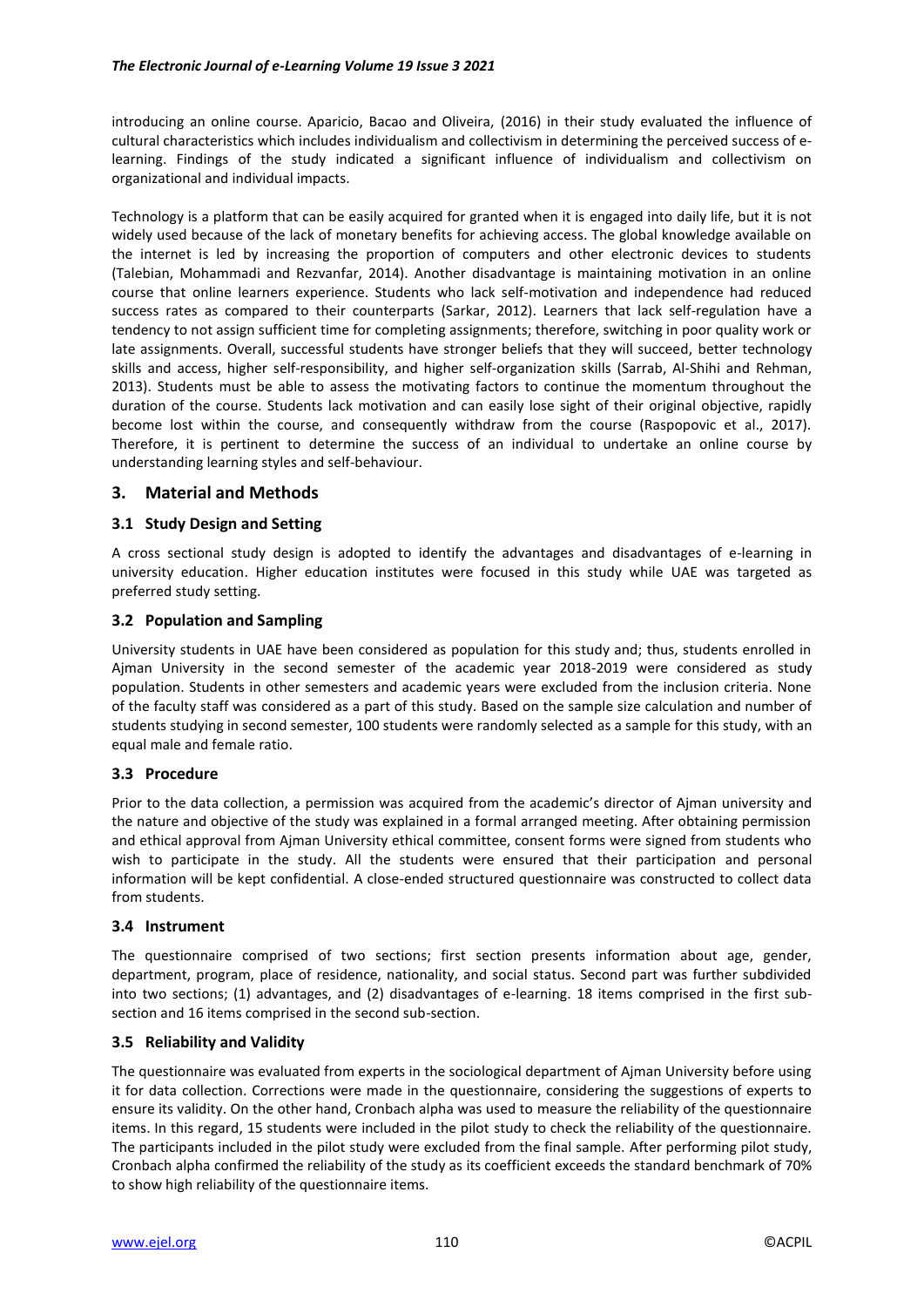introducing an online course. Aparicio, Bacao and Oliveira, (2016) in their study evaluated the influence of cultural characteristics which includes individualism and collectivism in determining the perceived success of e-learning. Findings of the study indicated a significant influence of individualism and collectivism on organizational and individual impacts.

Technology is a platform that can be easily acquired for granted when it is engaged into daily life, but it is not widely used because of the lack of monetary benefits for achieving access. The global knowledge available on the internet is led by increasing the proportion of computers and other electronic devices to students (Talebian, Mohammadi and Rezvanfar, 2014). Another disadvantage is maintaining motivation in an online course that online learners experience. Students who lack self-motivation and independence had reduced success rates as compared to their counterparts (Sarkar, 2012). Learners that lack self-regulation have a tendency to not assign sufficient time for completing assignments; therefore, switching in poor quality work or late assignments. Overall, successful students have stronger beliefs that they will succeed, better technology skills and access, higher self-responsibility, and higher self-organization skills (Sarrab, Al-Shihi and Rehman, 2013). Students must be able to assess the motivating factors to continue the momentum throughout the duration of the course. Students lack motivation and can easily lose sight of their original objective, rapidly become lost within the course, and consequently withdraw from the course (Raspopovic et al., 2017). Therefore, it is pertinent to determine the success of an individual to undertake an online course by understanding learning styles and self-behaviour.

## 3. Material and Methods

### 3.1 Study Design and Setting

A cross sectional study design is adopted to identify the advantages and disadvantages of e-learning in university education. Higher education institutes were focused in this study while UAE was targeted as preferred study setting.

### 3.2 Population and Sampling

University students in UAE have been considered as population for this study and; thus, students enrolled in Ajman University in the second semester of the academic year 2018-2019 were considered as study population. Students in other semesters and academic years were excluded from the inclusion criteria. None of the faculty staff was considered as a part of this study. Based on the sample size calculation and number of students studying in second semester, 100 students were randomly selected as a sample for this study, with an equal male and female ratio.

### 3.3 Procedure

Prior to the data collection, a permission was acquired from the academic's director of Ajman university and the nature and objective of the study was explained in a formal arranged meeting. After obtaining permission and ethical approval from Ajman University ethical committee, consent forms were signed from students who wish to participate in the study. All the students were ensured that their participation and personal information will be kept confidential. A close-ended structured questionnaire was constructed to collect data from students.

### 3.4 Instrument

The questionnaire comprised of two sections; first section presents information about age, gender, department, program, place of residence, nationality, and social status. Second part was further subdivided into two sections; (1) advantages, and (2) disadvantages of e-learning. 18 items comprised in the first sub-section and 16 items comprised in the second sub-section.

### 3.5 Reliability and Validity

The questionnaire was evaluated from experts in the sociological department of Ajman University before using it for data collection. Corrections were made in the questionnaire, considering the suggestions of experts to ensure its validity. On the other hand, Cronbach alpha was used to measure the reliability of the questionnaire items. In this regard, 15 students were included in the pilot study to check the reliability of the questionnaire. The participants included in the pilot study were excluded from the final sample. After performing pilot study, Cronbach alpha confirmed the reliability of the study as its coefficient exceeds the standard benchmark of 70% to show high reliability of the questionnaire items.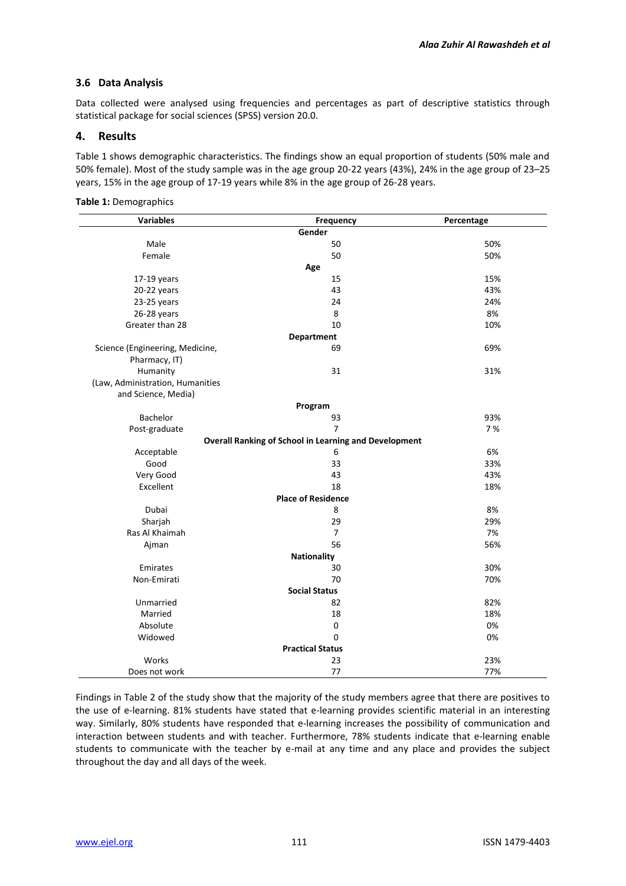### 3.6 Data Analysis

Data collected were analysed using frequencies and percentages as part of descriptive statistics through statistical package for social sciences (SPSS) version 20.0.

## 4. Results

Table 1 shows demographic characteristics. The findings show an equal proportion of students (50% male and 50% female). Most of the study sample was in the age group 20-22 years (43%), 24% in the age group of 23–25 years, 15% in the age group of 17-19 years while 8% in the age group of 26-28 years.

**Table 1:** Demographics

| Variables | Frequency | Percentage |
|---|---|---|
| | **Gender** | |
| Male | 50 | 50% |
| Female | 50 | 50% |
| | **Age** | |
| 17-19 years | 15 | 15% |
| 20-22 years | 43 | 43% |
| 23-25 years | 24 | 24% |
| 26-28 years | 8 | 8% |
| Greater than 28 | 10 | 10% |
| | **Department** | |
| Science (Engineering, Medicine, Pharmacy, IT) | 69 | 69% |
| Humanity (Law, Administration, Humanities and Science, Media) | 31 | 31% |
| | **Program** | |
| Bachelor | 93 | 93% |
| Post-graduate | 7 | 7 % |
| | **Overall Ranking of School in Learning and Development** | |
| Acceptable | 6 | 6% |
| Good | 33 | 33% |
| Very Good | 43 | 43% |
| Excellent | 18 | 18% |
| | **Place of Residence** | |
| Dubai | 8 | 8% |
| Sharjah | 29 | 29% |
| Ras Al Khaimah | 7 | 7% |
| Ajman | 56 | 56% |
| | **Nationality** | |
| Emirates | 30 | 30% |
| Non-Emirati | 70 | 70% |
| | **Social Status** | |
| Unmarried | 82 | 82% |
| Married | 18 | 18% |
| Absolute | 0 | 0% |
| Widowed | 0 | 0% |
| | **Practical Status** | |
| Works | 23 | 23% |
| Does not work | 77 | 77% |

Findings in Table 2 of the study show that the majority of the study members agree that there are positives to the use of e-learning. 81% students have stated that e-learning provides scientific material in an interesting way. Similarly, 80% students have responded that e-learning increases the possibility of communication and interaction between students and with teacher. Furthermore, 78% students indicate that e-learning enable students to communicate with the teacher by e-mail at any time and any place and provides the subject throughout the day and all days of the week.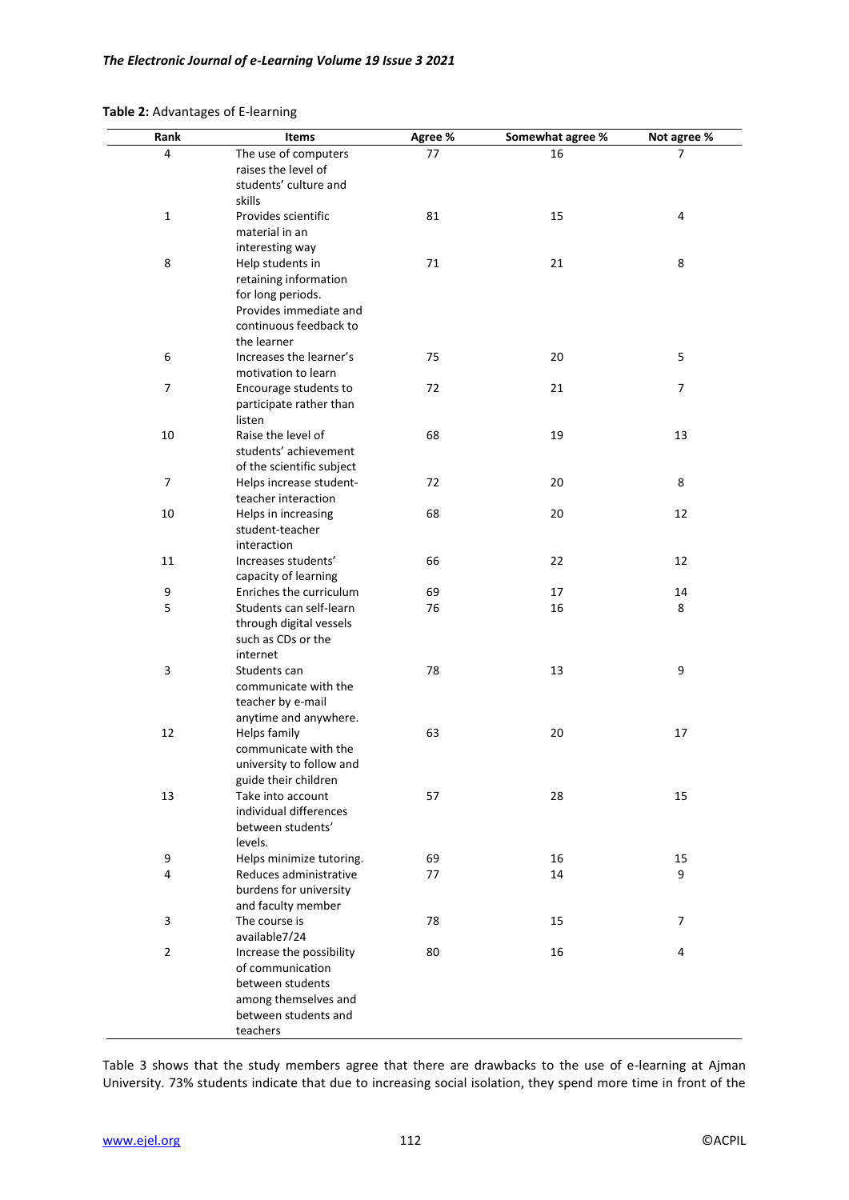**Table 2:** Advantages of E-learning

| Rank | Items | Agree % | Somewhat agree % | Not agree % |
|---|---|---|---|---|
| 4 | The use of computers raises the level of students' culture and skills | 77 | 16 | 7 |
| 1 | Provides scientific material in an interesting way | 81 | 15 | 4 |
| 8 | Help students in retaining information for long periods. Provides immediate and continuous feedback to the learner | 71 | 21 | 8 |
| 6 | Increases the learner's motivation to learn | 75 | 20 | 5 |
| 7 | Encourage students to participate rather than listen | 72 | 21 | 7 |
| 10 | Raise the level of students' achievement of the scientific subject | 68 | 19 | 13 |
| 7 | Helps increase student-teacher interaction | 72 | 20 | 8 |
| 10 | Helps in increasing student-teacher interaction | 68 | 20 | 12 |
| 11 | Increases students' capacity of learning | 66 | 22 | 12 |
| 9 | Enriches the curriculum | 69 | 17 | 14 |
| 5 | Students can self-learn through digital vessels such as CDs or the internet | 76 | 16 | 8 |
| 3 | Students can communicate with the teacher by e-mail anytime and anywhere. | 78 | 13 | 9 |
| 12 | Helps family communicate with the university to follow and guide their children | 63 | 20 | 17 |
| 13 | Take into account individual differences between students' levels. | 57 | 28 | 15 |
| 9 | Helps minimize tutoring. | 69 | 16 | 15 |
| 4 | Reduces administrative burdens for university and faculty member | 77 | 14 | 9 |
| 3 | The course is available7/24 | 78 | 15 | 7 |
| 2 | Increase the possibility of communication between students among themselves and between students and teachers | 80 | 16 | 4 |

Table 3 shows that the study members agree that there are drawbacks to the use of e-learning at Ajman University. 73% students indicate that due to increasing social isolation, they spend more time in front of the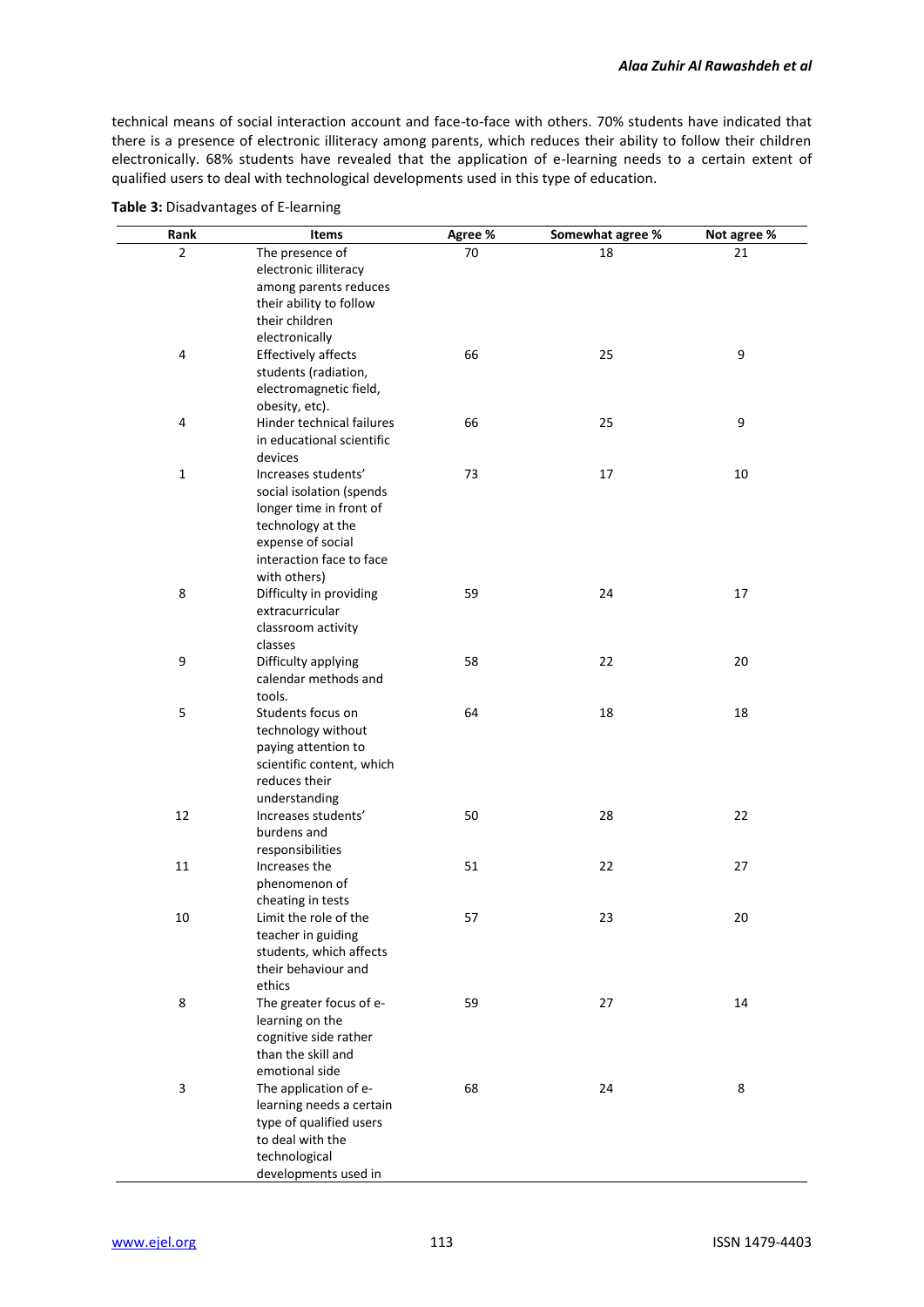technical means of social interaction account and face-to-face with others. 70% students have indicated that there is a presence of electronic illiteracy among parents, which reduces their ability to follow their children electronically. 68% students have revealed that the application of e-learning needs to a certain extent of qualified users to deal with technological developments used in this type of education.

**Table 3:** Disadvantages of E-learning

| Rank | Items | Agree % | Somewhat agree % | Not agree % |
|---|---|---|---|---|
| 2 | The presence of electronic illiteracy among parents reduces their ability to follow their children electronically | 70 | 18 | 21 |
| 4 | Effectively affects students (radiation, electromagnetic field, obesity, etc). | 66 | 25 | 9 |
| 4 | Hinder technical failures in educational scientific devices | 66 | 25 | 9 |
| 1 | Increases students' social isolation (spends longer time in front of technology at the expense of social interaction face to face with others) | 73 | 17 | 10 |
| 8 | Difficulty in providing extracurricular classroom activity classes | 59 | 24 | 17 |
| 9 | Difficulty applying calendar methods and tools. | 58 | 22 | 20 |
| 5 | Students focus on technology without paying attention to scientific content, which reduces their understanding | 64 | 18 | 18 |
| 12 | Increases students' burdens and responsibilities | 50 | 28 | 22 |
| 11 | Increases the phenomenon of cheating in tests | 51 | 22 | 27 |
| 10 | Limit the role of the teacher in guiding students, which affects their behaviour and ethics | 57 | 23 | 20 |
| 8 | The greater focus of e-learning on the cognitive side rather than the skill and emotional side | 59 | 27 | 14 |
| 3 | The application of e-learning needs a certain type of qualified users to deal with the technological developments used in | 68 | 24 | 8 |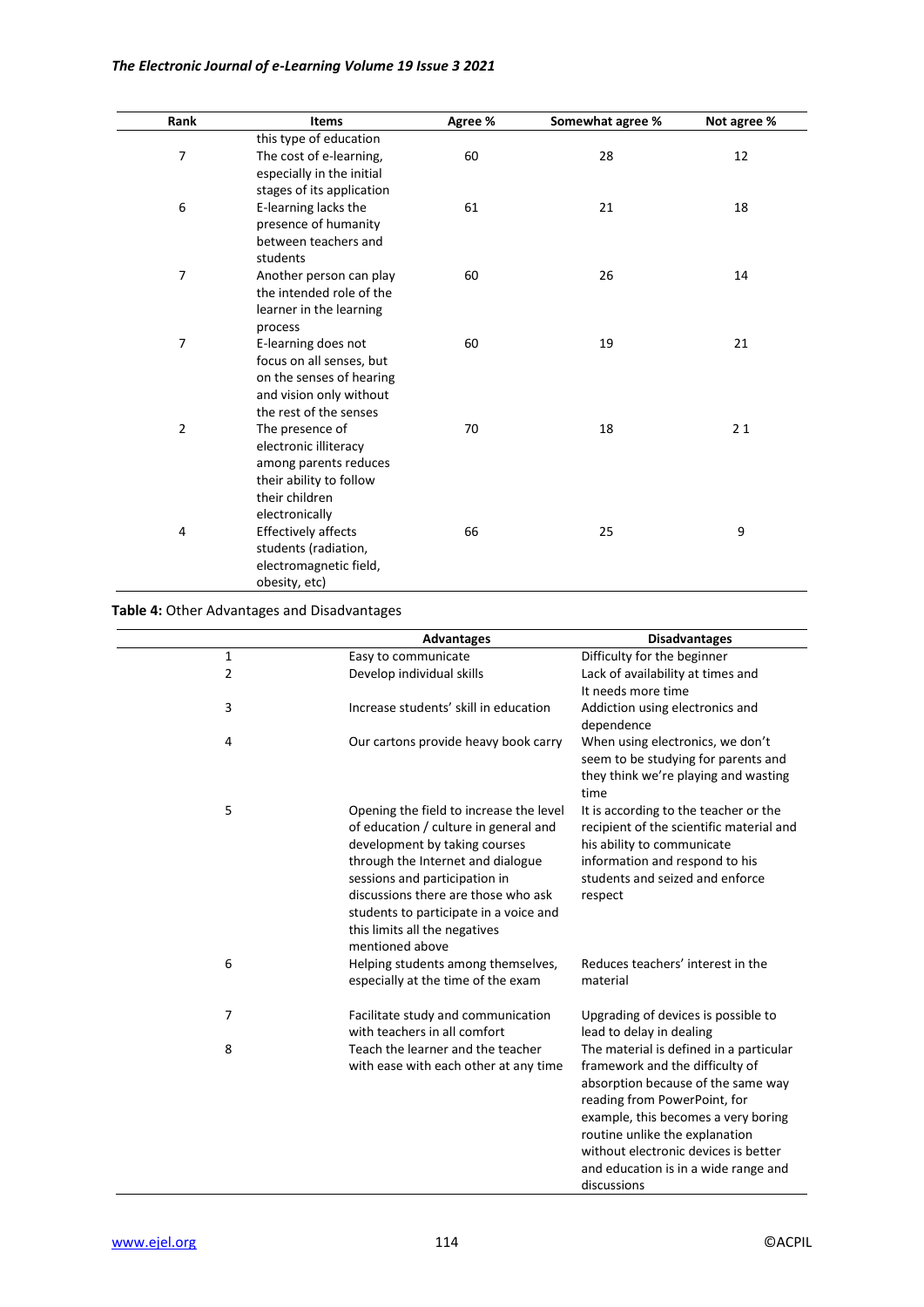| Rank | Items | Agree % | Somewhat agree % | Not agree % |
|---|---|---|---|---|
| | this type of education | | | |
| 7 | The cost of e-learning, especially in the initial stages of its application | 60 | 28 | 12 |
| 6 | E-learning lacks the presence of humanity between teachers and students | 61 | 21 | 18 |
| 7 | Another person can play the intended role of the learner in the learning process | 60 | 26 | 14 |
| 7 | E-learning does not focus on all senses, but on the senses of hearing and vision only without the rest of the senses | 60 | 19 | 21 |
| 2 | The presence of electronic illiteracy among parents reduces their ability to follow their children electronically | 70 | 18 | 2 1 |
| 4 | Effectively affects students (radiation, electromagnetic field, obesity, etc) | 66 | 25 | 9 |

**Table 4:** Other Advantages and Disadvantages

| | Advantages | Disadvantages |
|---|---|---|
| 1 | Easy to communicate | Difficulty for the beginner |
| 2 | Develop individual skills | Lack of availability at times and It needs more time |
| 3 | Increase students' skill in education | Addiction using electronics and dependence |
| 4 | Our cartons provide heavy book carry | When using electronics, we don't seem to be studying for parents and they think we're playing and wasting time |
| 5 | Opening the field to increase the level of education / culture in general and development by taking courses through the Internet and dialogue sessions and participation in discussions there are those who ask students to participate in a voice and this limits all the negatives mentioned above | It is according to the teacher or the recipient of the scientific material and his ability to communicate information and respond to his students and seized and enforce respect |
| 6 | Helping students among themselves, especially at the time of the exam | Reduces teachers' interest in the material |
| 7 | Facilitate study and communication with teachers in all comfort | Upgrading of devices is possible to lead to delay in dealing |
| 8 | Teach the learner and the teacher with ease with each other at any time | The material is defined in a particular framework and the difficulty of absorption because of the same way reading from PowerPoint, for example, this becomes a very boring routine unlike the explanation without electronic devices is better and education is in a wide range and discussions |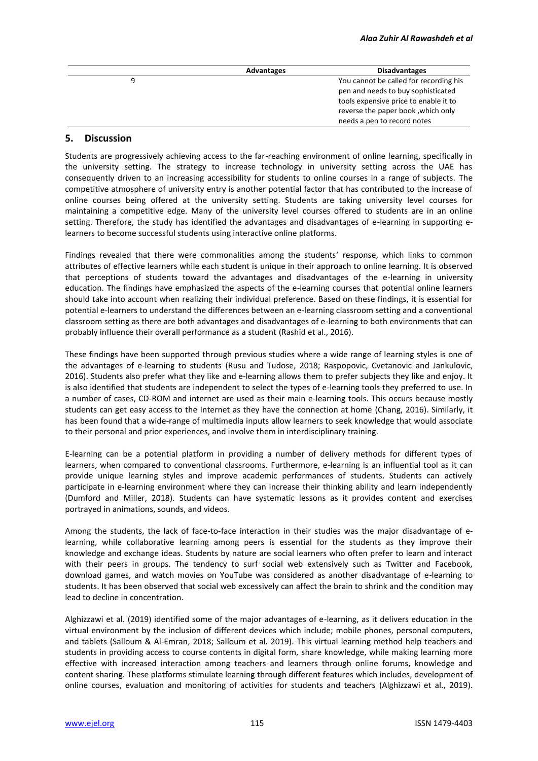|   | Advantages | Disadvantages |
|---|---|---|
| 9 |   | You cannot be called for recording his pen and needs to buy sophisticated tools expensive price to enable it to reverse the paper book ,which only needs a pen to record notes |

## 5. Discussion

Students are progressively achieving access to the far-reaching environment of online learning, specifically in the university setting. The strategy to increase technology in university setting across the UAE has consequently driven to an increasing accessibility for students to online courses in a range of subjects. The competitive atmosphere of university entry is another potential factor that has contributed to the increase of online courses being offered at the university setting. Students are taking university level courses for maintaining a competitive edge. Many of the university level courses offered to students are in an online setting. Therefore, the study has identified the advantages and disadvantages of e-learning in supporting e-learners to become successful students using interactive online platforms.

Findings revealed that there were commonalities among the students' response, which links to common attributes of effective learners while each student is unique in their approach to online learning. It is observed that perceptions of students toward the advantages and disadvantages of the e-learning in university education. The findings have emphasized the aspects of the e-learning courses that potential online learners should take into account when realizing their individual preference. Based on these findings, it is essential for potential e-learners to understand the differences between an e-learning classroom setting and a conventional classroom setting as there are both advantages and disadvantages of e-learning to both environments that can probably influence their overall performance as a student (Rashid et al., 2016).

These findings have been supported through previous studies where a wide range of learning styles is one of the advantages of e-learning to students (Rusu and Tudose, 2018; Raspopovic, Cvetanovic and Jankulovic, 2016). Students also prefer what they like and e-learning allows them to prefer subjects they like and enjoy. It is also identified that students are independent to select the types of e-learning tools they preferred to use. In a number of cases, CD-ROM and internet are used as their main e-learning tools. This occurs because mostly students can get easy access to the Internet as they have the connection at home (Chang, 2016). Similarly, it has been found that a wide-range of multimedia inputs allow learners to seek knowledge that would associate to their personal and prior experiences, and involve them in interdisciplinary training.

E-learning can be a potential platform in providing a number of delivery methods for different types of learners, when compared to conventional classrooms. Furthermore, e-learning is an influential tool as it can provide unique learning styles and improve academic performances of students. Students can actively participate in e-learning environment where they can increase their thinking ability and learn independently (Dumford and Miller, 2018). Students can have systematic lessons as it provides content and exercises portrayed in animations, sounds, and videos.

Among the students, the lack of face-to-face interaction in their studies was the major disadvantage of e-learning, while collaborative learning among peers is essential for the students as they improve their knowledge and exchange ideas. Students by nature are social learners who often prefer to learn and interact with their peers in groups. The tendency to surf social web extensively such as Twitter and Facebook, download games, and watch movies on YouTube was considered as another disadvantage of e-learning to students. It has been observed that social web excessively can affect the brain to shrink and the condition may lead to decline in concentration.

Alghizzawi et al. (2019) identified some of the major advantages of e-learning, as it delivers education in the virtual environment by the inclusion of different devices which include; mobile phones, personal computers, and tablets (Salloum & Al-Emran, 2018; Salloum et al. 2019). This virtual learning method help teachers and students in providing access to course contents in digital form, share knowledge, while making learning more effective with increased interaction among teachers and learners through online forums, knowledge and content sharing. These platforms stimulate learning through different features which includes, development of online courses, evaluation and monitoring of activities for students and teachers (Alghizzawi et al., 2019).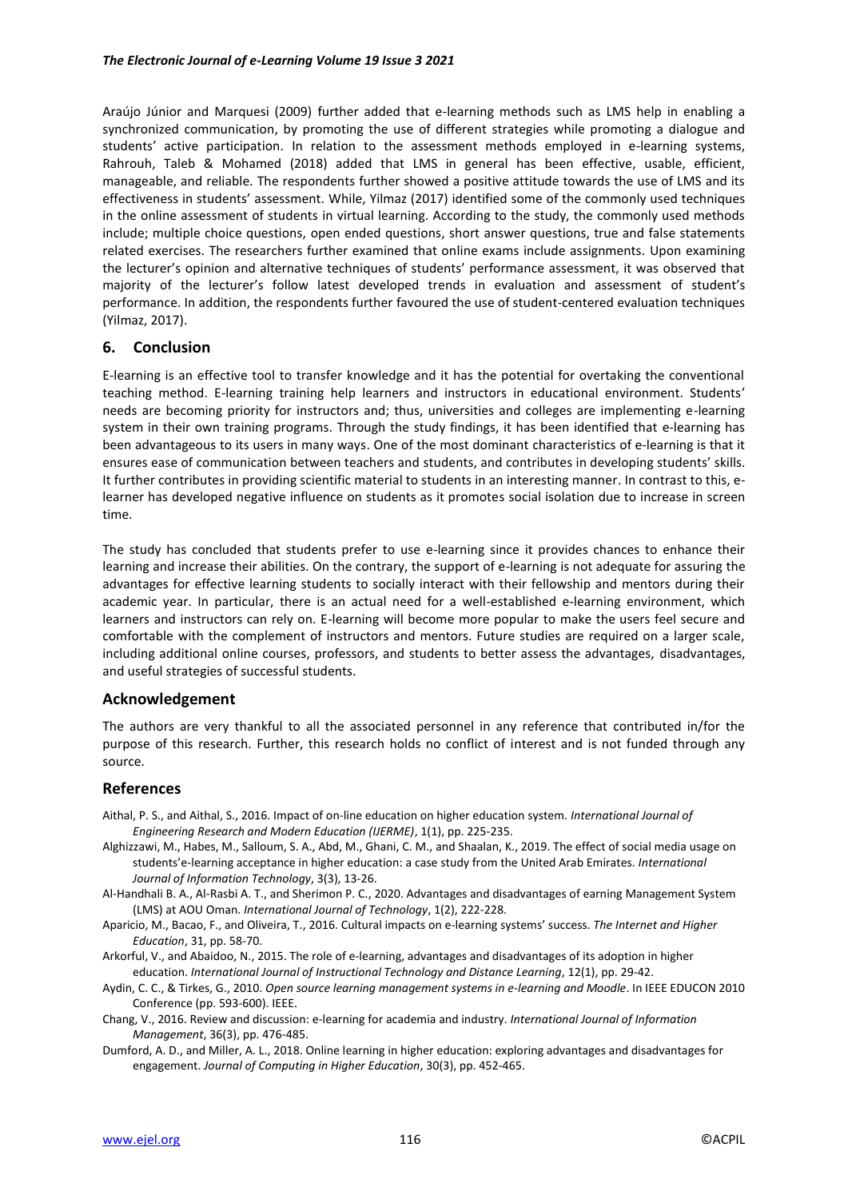Araújo Júnior and Marquesi (2009) further added that e-learning methods such as LMS help in enabling a synchronized communication, by promoting the use of different strategies while promoting a dialogue and students' active participation. In relation to the assessment methods employed in e-learning systems, Rahrouh, Taleb & Mohamed (2018) added that LMS in general has been effective, usable, efficient, manageable, and reliable. The respondents further showed a positive attitude towards the use of LMS and its effectiveness in students' assessment. While, Yilmaz (2017) identified some of the commonly used techniques in the online assessment of students in virtual learning. According to the study, the commonly used methods include; multiple choice questions, open ended questions, short answer questions, true and false statements related exercises. The researchers further examined that online exams include assignments. Upon examining the lecturer's opinion and alternative techniques of students' performance assessment, it was observed that majority of the lecturer's follow latest developed trends in evaluation and assessment of student's performance. In addition, the respondents further favoured the use of student-centered evaluation techniques (Yilmaz, 2017).

## 6. Conclusion

E-learning is an effective tool to transfer knowledge and it has the potential for overtaking the conventional teaching method. E-learning training help learners and instructors in educational environment. Students' needs are becoming priority for instructors and; thus, universities and colleges are implementing e-learning system in their own training programs. Through the study findings, it has been identified that e-learning has been advantageous to its users in many ways. One of the most dominant characteristics of e-learning is that it ensures ease of communication between teachers and students, and contributes in developing students' skills. It further contributes in providing scientific material to students in an interesting manner. In contrast to this, e-learner has developed negative influence on students as it promotes social isolation due to increase in screen time.

The study has concluded that students prefer to use e-learning since it provides chances to enhance their learning and increase their abilities. On the contrary, the support of e-learning is not adequate for assuring the advantages for effective learning students to socially interact with their fellowship and mentors during their academic year. In particular, there is an actual need for a well-established e-learning environment, which learners and instructors can rely on. E-learning will become more popular to make the users feel secure and comfortable with the complement of instructors and mentors. Future studies are required on a larger scale, including additional online courses, professors, and students to better assess the advantages, disadvantages, and useful strategies of successful students.

## Acknowledgement

The authors are very thankful to all the associated personnel in any reference that contributed in/for the purpose of this research. Further, this research holds no conflict of interest and is not funded through any source.

## References

Aithal, P. S., and Aithal, S., 2016. Impact of on-line education on higher education system. *International Journal of Engineering Research and Modern Education (IJERME)*, 1(1), pp. 225-235.

Alghizzawi, M., Habes, M., Salloum, S. A., Abd, M., Ghani, C. M., and Shaalan, K., 2019. The effect of social media usage on students'e-learning acceptance in higher education: a case study from the United Arab Emirates. *International Journal of Information Technology*, 3(3), 13-26.

Al-Handhali B. A., Al-Rasbi A. T., and Sherimon P. C., 2020. Advantages and disadvantages of earning Management System (LMS) at AOU Oman. *International Journal of Technology*, 1(2), 222-228.

Aparicio, M., Bacao, F., and Oliveira, T., 2016. Cultural impacts on e-learning systems' success. *The Internet and Higher Education*, 31, pp. 58-70.

Arkorful, V., and Abaidoo, N., 2015. The role of e-learning, advantages and disadvantages of its adoption in higher education. *International Journal of Instructional Technology and Distance Learning*, 12(1), pp. 29-42.

Aydin, C. C., & Tirkes, G., 2010. *Open source learning management systems in e-learning and Moodle*. In IEEE EDUCON 2010 Conference (pp. 593-600). IEEE.

Chang, V., 2016. Review and discussion: e-learning for academia and industry. *International Journal of Information Management*, 36(3), pp. 476-485.

Dumford, A. D., and Miller, A. L., 2018. Online learning in higher education: exploring advantages and disadvantages for engagement. *Journal of Computing in Higher Education*, 30(3), pp. 452-465.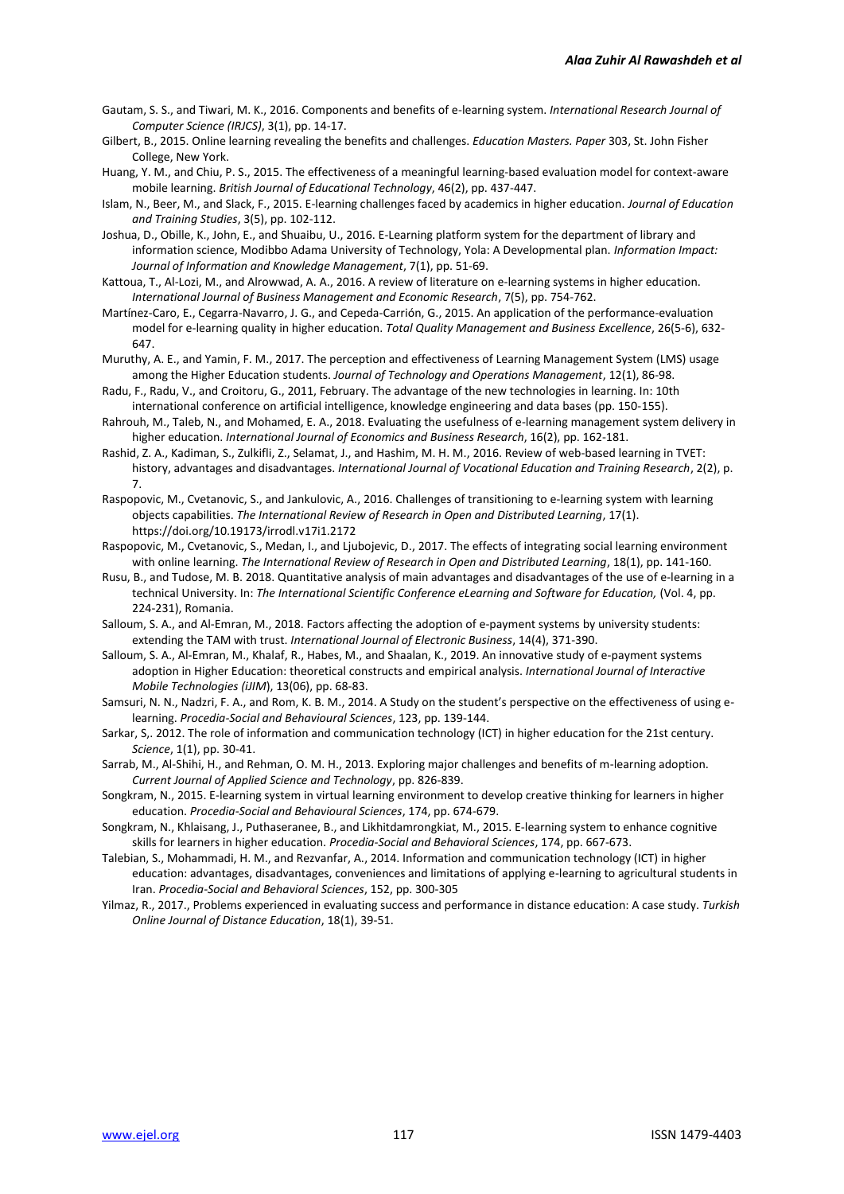Gautam, S. S., and Tiwari, M. K., 2016. Components and benefits of e-learning system. *International Research Journal of Computer Science (IRJCS)*, 3(1), pp. 14-17.

Gilbert, B., 2015. Online learning revealing the benefits and challenges. *Education Masters. Paper* 303, St. John Fisher College, New York.

Huang, Y. M., and Chiu, P. S., 2015. The effectiveness of a meaningful learning-based evaluation model for context-aware mobile learning. *British Journal of Educational Technology*, 46(2), pp. 437-447.

Islam, N., Beer, M., and Slack, F., 2015. E-learning challenges faced by academics in higher education. *Journal of Education and Training Studies*, 3(5), pp. 102-112.

Joshua, D., Obille, K., John, E., and Shuaibu, U., 2016. E-Learning platform system for the department of library and information science, Modibbo Adama University of Technology, Yola: A Developmental plan. *Information Impact: Journal of Information and Knowledge Management*, 7(1), pp. 51-69.

Kattoua, T., Al-Lozi, M., and Alrowwad, A. A., 2016. A review of literature on e-learning systems in higher education. *International Journal of Business Management and Economic Research*, 7(5), pp. 754-762.

Martínez-Caro, E., Cegarra-Navarro, J. G., and Cepeda-Carrión, G., 2015. An application of the performance-evaluation model for e-learning quality in higher education. *Total Quality Management and Business Excellence*, 26(5-6), 632-647.

Muruthy, A. E., and Yamin, F. M., 2017. The perception and effectiveness of Learning Management System (LMS) usage among the Higher Education students. *Journal of Technology and Operations Management*, 12(1), 86-98.

Radu, F., Radu, V., and Croitoru, G., 2011, February. The advantage of the new technologies in learning. In: 10th international conference on artificial intelligence, knowledge engineering and data bases (pp. 150-155).

Rahrouh, M., Taleb, N., and Mohamed, E. A., 2018. Evaluating the usefulness of e-learning management system delivery in higher education. *International Journal of Economics and Business Research*, 16(2), pp. 162-181.

Rashid, Z. A., Kadiman, S., Zulkifli, Z., Selamat, J., and Hashim, M. H. M., 2016. Review of web-based learning in TVET: history, advantages and disadvantages. *International Journal of Vocational Education and Training Research*, 2(2), p. 7.

Raspopovic, M., Cvetanovic, S., and Jankulovic, A., 2016. Challenges of transitioning to e-learning system with learning objects capabilities. *The International Review of Research in Open and Distributed Learning*, 17(1). https://doi.org/10.19173/irrodl.v17i1.2172

Raspopovic, M., Cvetanovic, S., Medan, I., and Ljubojevic, D., 2017. The effects of integrating social learning environment with online learning. *The International Review of Research in Open and Distributed Learning*, 18(1), pp. 141-160.

Rusu, B., and Tudose, M. B. 2018. Quantitative analysis of main advantages and disadvantages of the use of e-learning in a technical University. In: *The International Scientific Conference eLearning and Software for Education,* (Vol. 4, pp. 224-231), Romania.

Salloum, S. A., and Al-Emran, M., 2018. Factors affecting the adoption of e-payment systems by university students: extending the TAM with trust. *International Journal of Electronic Business*, 14(4), 371-390.

Salloum, S. A., Al-Emran, M., Khalaf, R., Habes, M., and Shaalan, K., 2019. An innovative study of e-payment systems adoption in Higher Education: theoretical constructs and empirical analysis. *International Journal of Interactive Mobile Technologies (iJIM*), 13(06), pp. 68-83.

Samsuri, N. N., Nadzri, F. A., and Rom, K. B. M., 2014. A Study on the student's perspective on the effectiveness of using e-learning. *Procedia-Social and Behavioural Sciences*, 123, pp. 139-144.

Sarkar, S,. 2012. The role of information and communication technology (ICT) in higher education for the 21st century. *Science*, 1(1), pp. 30-41.

Sarrab, M., Al-Shihi, H., and Rehman, O. M. H., 2013. Exploring major challenges and benefits of m-learning adoption. *Current Journal of Applied Science and Technology*, pp. 826-839.

Songkram, N., 2015. E-learning system in virtual learning environment to develop creative thinking for learners in higher education. *Procedia-Social and Behavioural Sciences*, 174, pp. 674-679.

Songkram, N., Khlaisang, J., Puthaseranee, B., and Likhitdamrongkiat, M., 2015. E-learning system to enhance cognitive skills for learners in higher education. *Procedia-Social and Behavioral Sciences*, 174, pp. 667-673.

Talebian, S., Mohammadi, H. M., and Rezvanfar, A., 2014. Information and communication technology (ICT) in higher education: advantages, disadvantages, conveniences and limitations of applying e-learning to agricultural students in Iran. *Procedia-Social and Behavioral Sciences*, 152, pp. 300-305

Yilmaz, R., 2017., Problems experienced in evaluating success and performance in distance education: A case study. *Turkish Online Journal of Distance Education*, 18(1), 39-51.